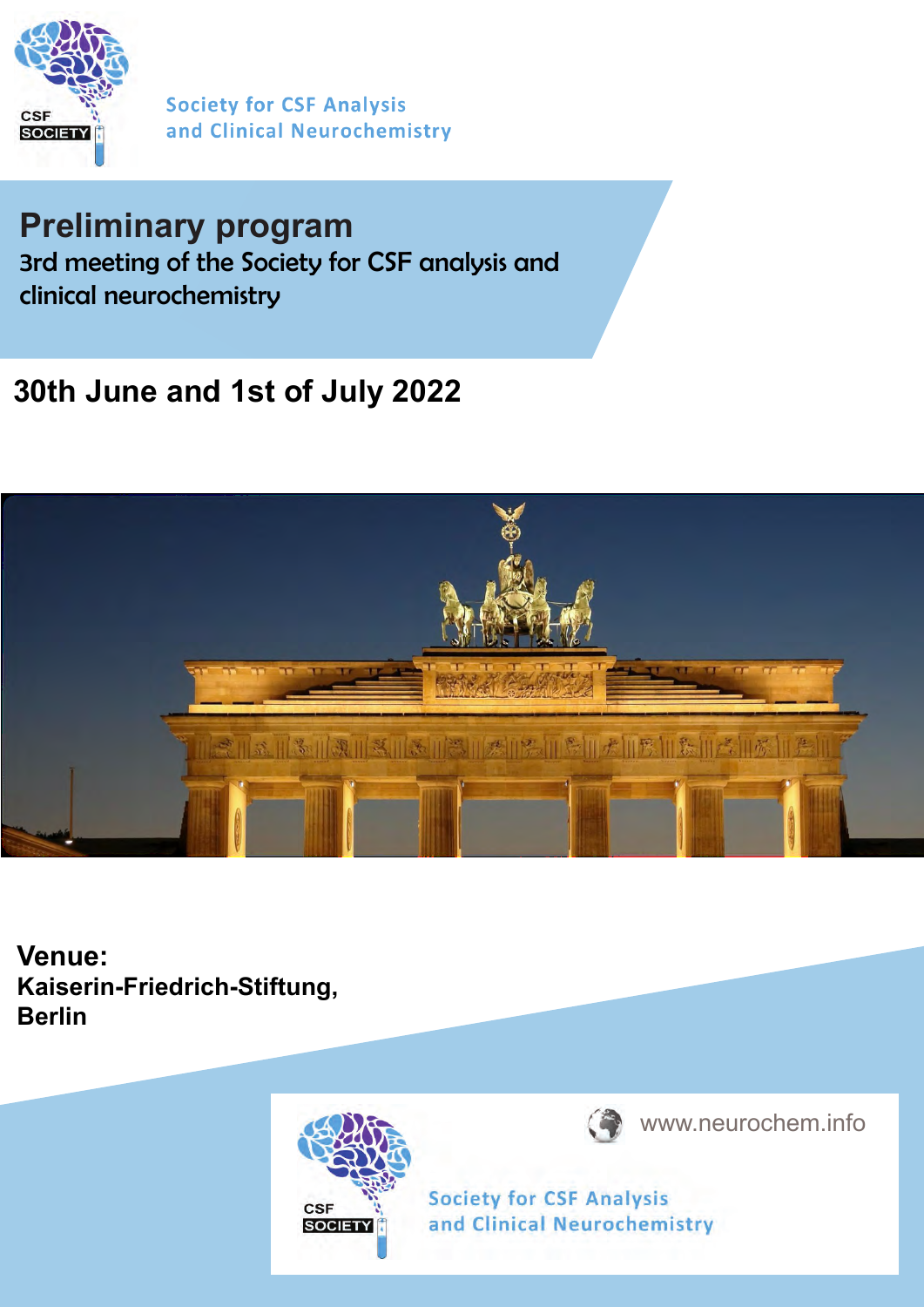Society for CSF Analysis
and Clinical Neurochemistry

# Preliminary program

3rd meeting of the Society for CSF analysis and clinical neurochemistry

## 30th June and 1st of July 2022

**Venue:**
**Kaiserin-Friedrich-Stiftung,**
**Berlin**

www.neurochem.info

Society for CSF Analysis
and Clinical Neurochemistry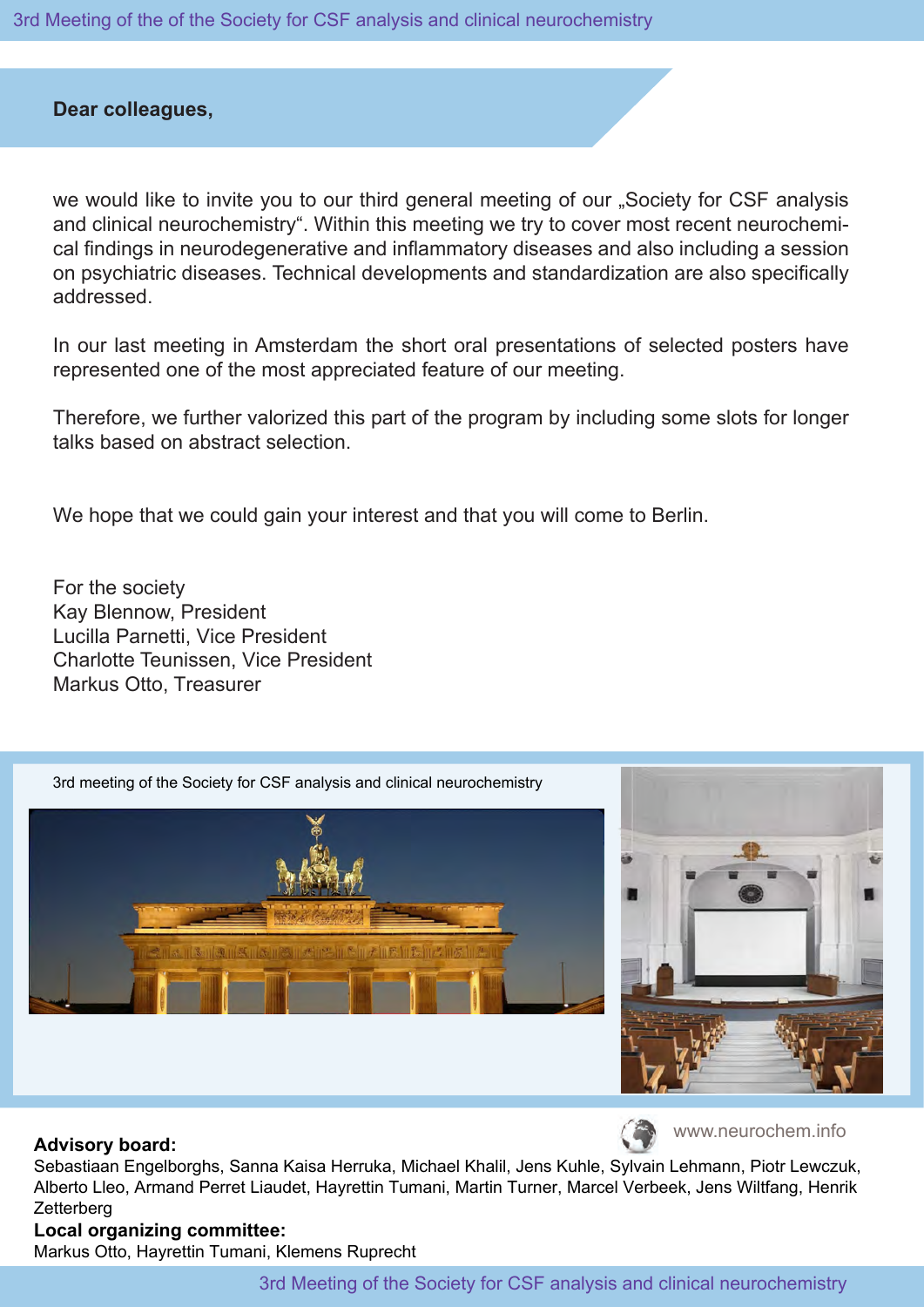**Dear colleagues,**

we would like to invite you to our third general meeting of our „Society for CSF analysis and clinical neurochemistry“. Within this meeting we try to cover most recent neurochemical findings in neurodegenerative and inflammatory diseases and also including a session on psychiatric diseases. Technical developments and standardization are also specifically addressed.

In our last meeting in Amsterdam the short oral presentations of selected posters have represented one of the most appreciated feature of our meeting.

Therefore, we further valorized this part of the program by including some slots for longer talks based on abstract selection.

We hope that we could gain your interest and that you will come to Berlin.

For the society
Kay Blennow, President
Lucilla Parnetti, Vice President
Charlotte Teunissen, Vice President
Markus Otto, Treasurer

3rd meeting of the Society for CSF analysis and clinical neurochemistry

www.neurochem.info

**Advisory board:**
Sebastiaan Engelborghs, Sanna Kaisa Herruka, Michael Khalil, Jens Kuhle, Sylvain Lehmann, Piotr Lewczuk, Alberto Lleo, Armand Perret Liaudet, Hayrettin Tumani, Martin Turner, Marcel Verbeek, Jens Wiltfang, Henrik Zetterberg

**Local organizing committee:**
Markus Otto, Hayrettin Tumani, Klemens Ruprecht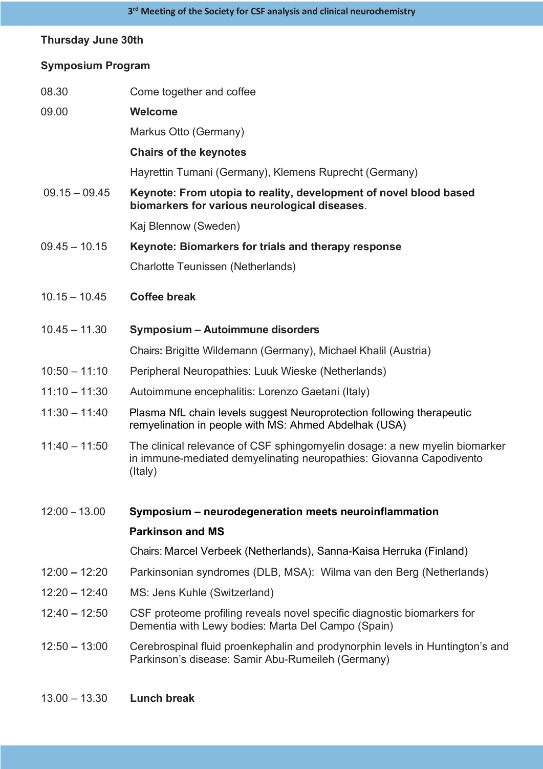## Thursday June 30th

## Symposium Program

| | |
|---|---|
| 08.30 | Come together and coffee |
| 09.00 | **Welcome** |
| | Markus Otto (Germany) |
| | **Chairs of the keynotes** |
| | Hayrettin Tumani (Germany), Klemens Ruprecht (Germany) |
| 09.15 – 09.45 | **Keynote: From utopia to reality, development of novel blood based biomarkers for various neurological diseases**. |
| | Kaj Blennow (Sweden) |
| 09.45 – 10.15 | **Keynote: Biomarkers for trials and therapy response** |
| | Charlotte Teunissen (Netherlands) |
| 10.15 – 10.45 | **Coffee break** |
| 10.45 – 11.30 | **Symposium – Autoimmune disorders** |
| | Chairs**:** Brigitte Wildemann (Germany), Michael Khalil (Austria) |
| 10:50 – 11:10 | Peripheral Neuropathies: Luuk Wieske (Netherlands) |
| 11:10 – 11:30 | Autoimmune encephalitis: Lorenzo Gaetani (Italy) |
| 11:30 – 11:40 | Plasma NfL chain levels suggest Neuroprotection following therapeutic remyelination in people with MS: Ahmed Abdelhak (USA) |
| 11:40 – 11:50 | The clinical relevance of CSF sphingomyelin dosage: a new myelin biomarker in immune-mediated demyelinating neuropathies: Giovanna Capodivento (Italy) |
| 12:00 – 13.00 | **Symposium – neurodegeneration meets neuroinflammation** |
| | **Parkinson and MS** |
| | Chairs: Marcel Verbeek (Netherlands), Sanna-Kaisa Herruka (Finland) |
| 12:00 – 12:20 | Parkinsonian syndromes (DLB, MSA): Wilma van den Berg (Netherlands) |
| 12:20 – 12:40 | MS: Jens Kuhle (Switzerland) |
| 12:40 – 12:50 | CSF proteome profiling reveals novel specific diagnostic biomarkers for Dementia with Lewy bodies: Marta Del Campo (Spain) |
| 12:50 – 13:00 | Cerebrospinal fluid proenkephalin and prodynorphin levels in Huntington's and Parkinson's disease: Samir Abu-Rumeileh (Germany) |
| 13.00 – 13.30 | **Lunch break** |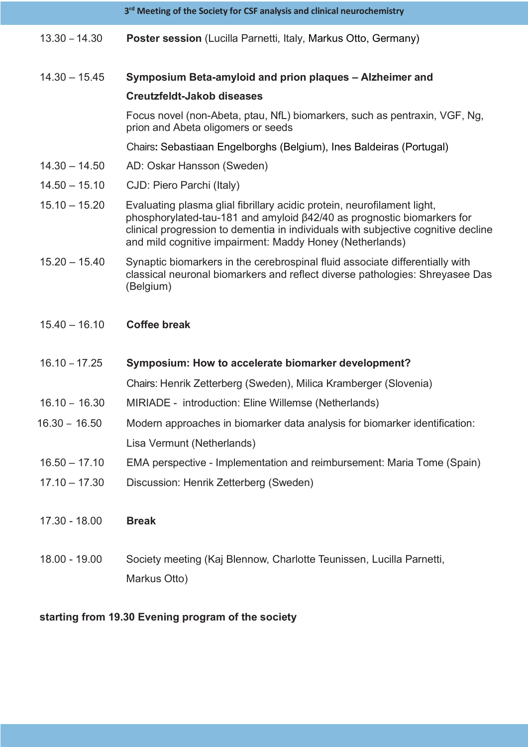13.30 – 14.30 **Poster session** (Lucilla Parnetti, Italy, Markus Otto, Germany)

14.30 – 15.45 **Symposium Beta-amyloid and prion plaques – Alzheimer and Creutzfeldt-Jakob diseases**

Focus novel (non-Abeta, ptau, NfL) biomarkers, such as pentraxin, VGF, Ng, prion and Abeta oligomers or seeds

Chairs: Sebastiaan Engelborghs (Belgium), Ines Baldeiras (Portugal)

14.30 – 14.50 AD: Oskar Hansson (Sweden)

14.50 – 15.10 CJD: Piero Parchi (Italy)

15.10 – 15.20 Evaluating plasma glial fibrillary acidic protein, neurofilament light, phosphorylated-tau-181 and amyloid β42/40 as prognostic biomarkers for clinical progression to dementia in individuals with subjective cognitive decline and mild cognitive impairment: Maddy Honey (Netherlands)

15.20 – 15.40 Synaptic biomarkers in the cerebrospinal fluid associate differentially with classical neuronal biomarkers and reflect diverse pathologies: Shreyasee Das (Belgium)

15.40 – 16.10 **Coffee break**

16.10 – 17.25 **Symposium: How to accelerate biomarker development?**

Chairs: Henrik Zetterberg (Sweden), Milica Kramberger (Slovenia)

16.10 – 16.30 MIRIADE - introduction: Eline Willemse (Netherlands)

16.30 – 16.50 Modern approaches in biomarker data analysis for biomarker identification: Lisa Vermunt (Netherlands)

16.50 – 17.10 EMA perspective - Implementation and reimbursement: Maria Tome (Spain)

17.10 – 17.30 Discussion: Henrik Zetterberg (Sweden)

17.30 - 18.00 **Break**

18.00 - 19.00 Society meeting (Kaj Blennow, Charlotte Teunissen, Lucilla Parnetti, Markus Otto)

**starting from 19.30 Evening program of the society**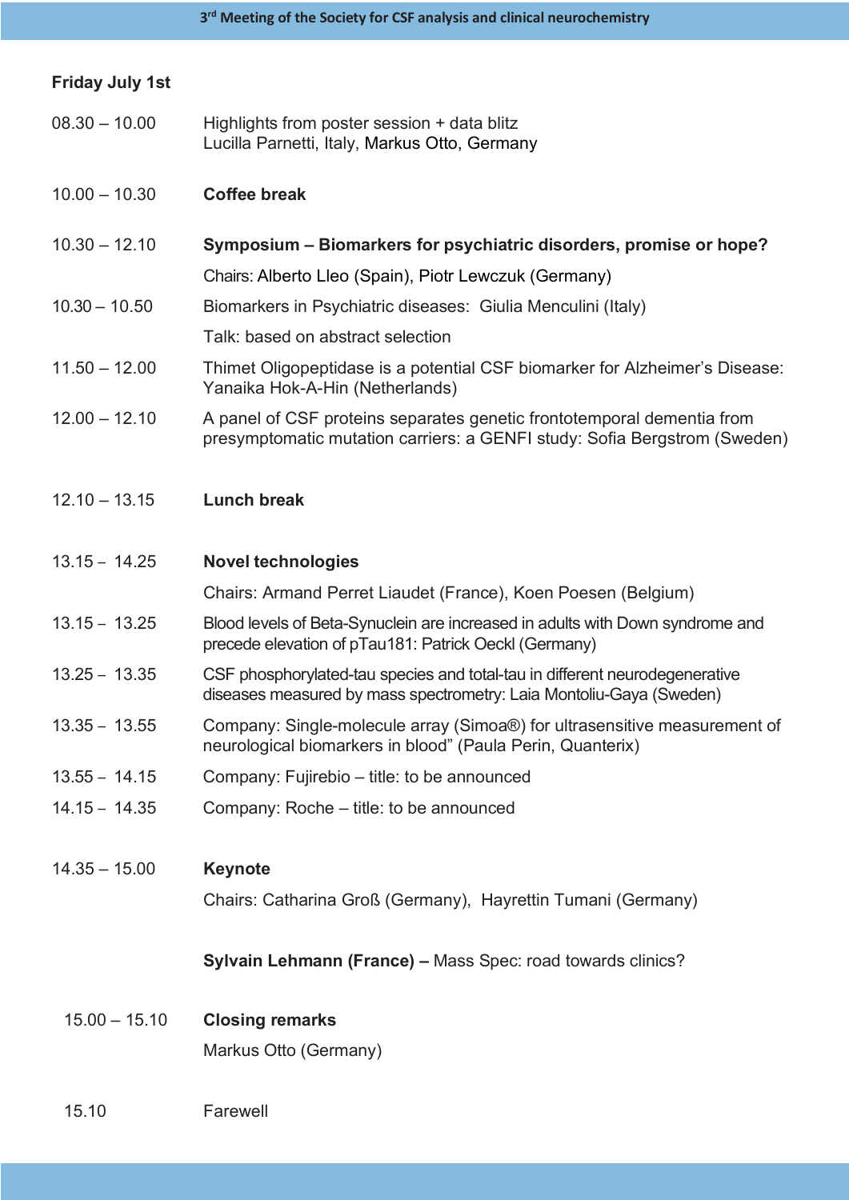## Friday July 1st

| | |
|---|---|
| 08.30 – 10.00 | Highlights from poster session + data blitz<br>Lucilla Parnetti, Italy, Markus Otto, Germany |
| 10.00 – 10.30 | **Coffee break** |
| 10.30 – 12.10 | **Symposium – Biomarkers for psychiatric disorders, promise or hope?**<br>Chairs: Alberto Lleo (Spain), Piotr Lewczuk (Germany) |
| 10.30 – 10.50 | Biomarkers in Psychiatric diseases: Giulia Menculini (Italy)<br>Talk: based on abstract selection |
| 11.50 – 12.00 | Thimet Oligopeptidase is a potential CSF biomarker for Alzheimer's Disease: Yanaika Hok-A-Hin (Netherlands) |
| 12.00 – 12.10 | A panel of CSF proteins separates genetic frontotemporal dementia from presymptomatic mutation carriers: a GENFI study: Sofia Bergstrom (Sweden) |
| 12.10 – 13.15 | **Lunch break** |
| 13.15 – 14.25 | **Novel technologies**<br>Chairs: Armand Perret Liaudet (France), Koen Poesen (Belgium) |
| 13.15 – 13.25 | Blood levels of Beta-Synuclein are increased in adults with Down syndrome and precede elevation of pTau181: Patrick Oeckl (Germany) |
| 13.25 – 13.35 | CSF phosphorylated-tau species and total-tau in different neurodegenerative diseases measured by mass spectrometry: Laia Montoliu-Gaya (Sweden) |
| 13.35 – 13.55 | Company: Single-molecule array (Simoa®) for ultrasensitive measurement of neurological biomarkers in blood" (Paula Perin, Quanterix) |
| 13.55 – 14.15 | Company: Fujirebio – title: to be announced |
| 14.15 – 14.35 | Company: Roche – title: to be announced |
| 14.35 – 15.00 | **Keynote**<br>Chairs: Catharina Groß (Germany), Hayrettin Tumani (Germany)<br><br>**Sylvain Lehmann (France) –** Mass Spec: road towards clinics? |
| 15.00 – 15.10 | **Closing remarks**<br>Markus Otto (Germany) |
| 15.10 | Farewell |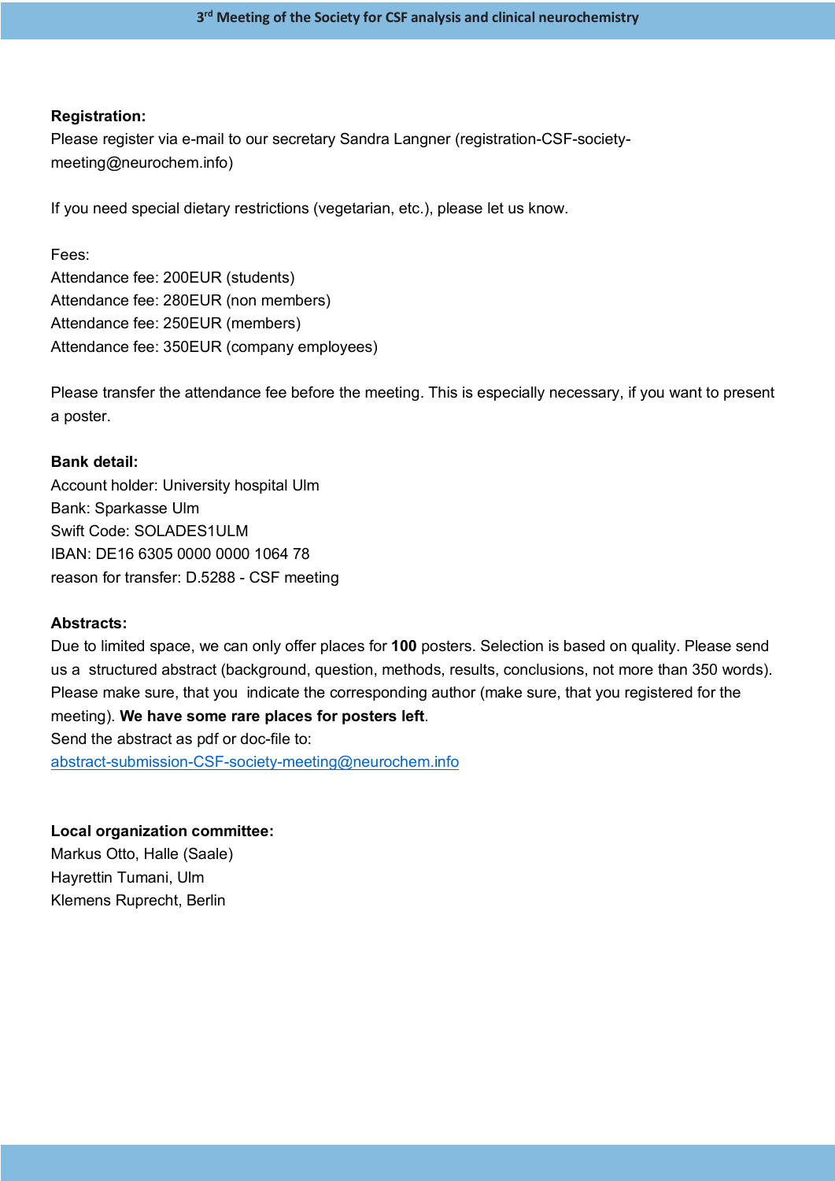**Registration:**

Please register via e-mail to our secretary Sandra Langner (registration-CSF-society-meeting@neurochem.info)

If you need special dietary restrictions (vegetarian, etc.), please let us know.

Fees:
Attendance fee: 200EUR (students)
Attendance fee: 280EUR (non members)
Attendance fee: 250EUR (members)
Attendance fee: 350EUR (company employees)

Please transfer the attendance fee before the meeting. This is especially necessary, if you want to present a poster.

**Bank detail:**

Account holder: University hospital Ulm
Bank: Sparkasse Ulm
Swift Code: SOLADES1ULM
IBAN: DE16 6305 0000 0000 1064 78
reason for transfer: D.5288 - CSF meeting

**Abstracts:**

Due to limited space, we can only offer places for **100** posters. Selection is based on quality. Please send us a structured abstract (background, question, methods, results, conclusions, not more than 350 words). Please make sure, that you indicate the corresponding author (make sure, that you registered for the meeting). **We have some rare places for posters left**.
Send the abstract as pdf or doc-file to:
abstract-submission-CSF-society-meeting@neurochem.info

**Local organization committee:**

Markus Otto, Halle (Saale)
Hayrettin Tumani, Ulm
Klemens Ruprecht, Berlin